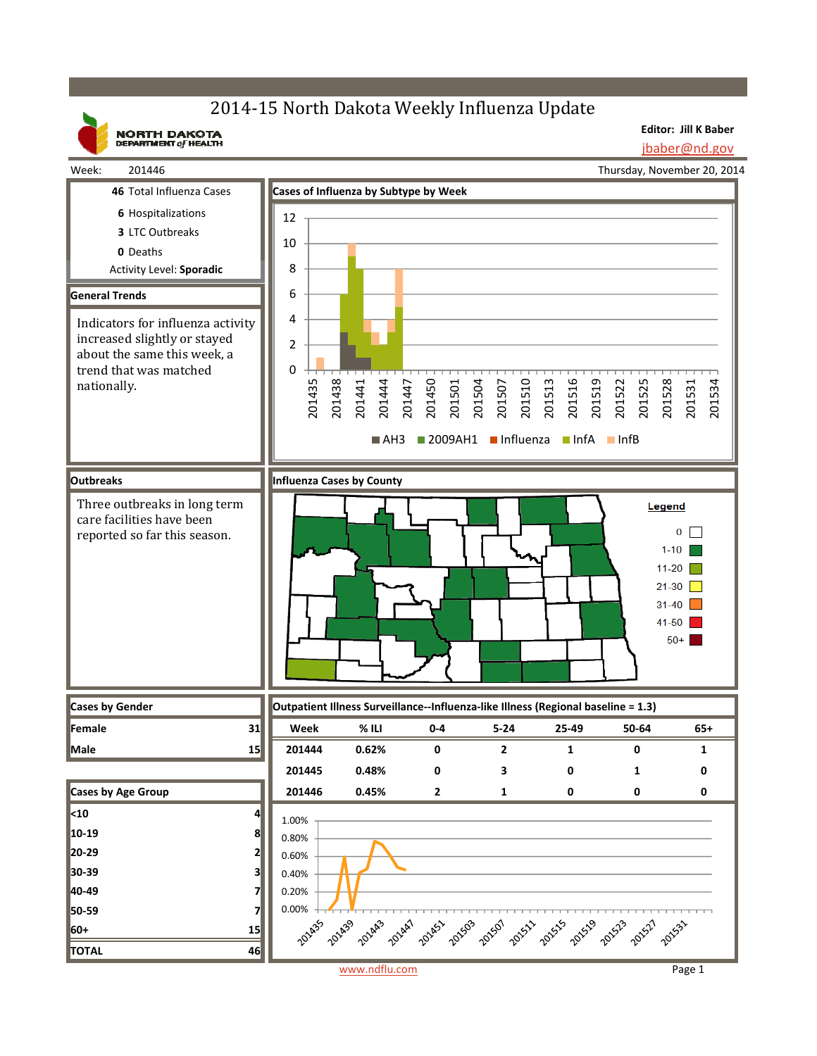# 2014-15 North Dakota Weekly Influenza Update

NORTH DAKOTA DEPARTMENT of HEALTH

**Editor: Jill K Baber**
jbaber@nd.gov

Week: 201446 — Thursday, November 20, 2014

**46** Total Influenza Cases

**6** Hospitalizations

**3** LTC Outbreaks

**0** Deaths

Activity Level: **Sporadic**

## General Trends

Indicators for influenza activity increased slightly or stayed about the same this week, a trend that was matched nationally.

## Cases of Influenza by Subtype by Week

Legend: AH3, 2009AH1, Influenza, InfA, InfB

## Outbreaks

Three outbreaks in long term care facilities have been reported so far this season.

## Influenza Cases by County

Legend: 0; 1-10; 11-20; 21-30; 31-40; 41-50; 50+

## Cases by Gender

| | |
|---|---|
| Female | 31 |
| Male | 15 |

## Cases by Age Group

| | |
|---|---|
| <10 | 4 |
| 10-19 | 8 |
| 20-29 | 2 |
| 30-39 | 3 |
| 40-49 | 7 |
| 50-59 | 7 |
| 60+ | 15 |
| TOTAL | 46 |

## Outpatient Illness Surveillance--Influenza-like Illness (Regional baseline = 1.3)

| Week | % ILI | 0-4 | 5-24 | 25-49 | 50-64 | 65+ |
|---|---|---|---|---|---|---|
| 201444 | 0.62% | 0 | 2 | 1 | 0 | 1 |
| 201445 | 0.48% | 0 | 3 | 0 | 1 | 0 |
| 201446 | 0.45% | 2 | 1 | 0 | 0 | 0 |

www.ndflu.com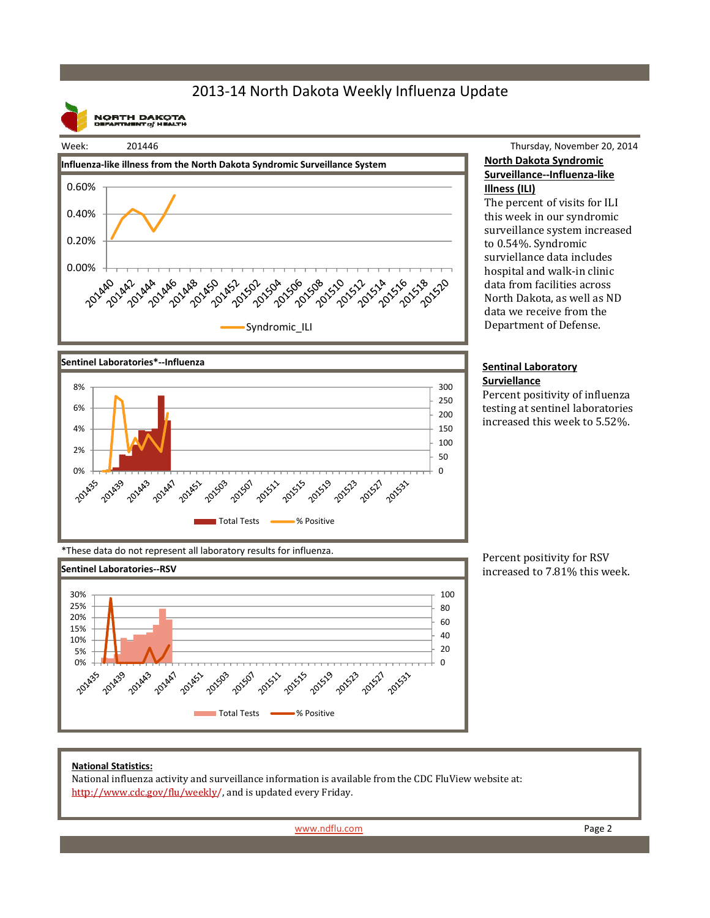# 2013-14 North Dakota Weekly Influenza Update

NORTH DAKOTA DEPARTMENT of HEALTH

Week: 201446

Thursday, November 20, 2014

**Influenza-like illness from the North Dakota Syndromic Surveillance System**

0.60%
0.40%
0.20%
0.00%
201440 201442 201444 201446 201448 201450 201452 201502 201504 201506 201508 201510 201512 201514 201516 201518 201520
Syndromic_ILI

**North Dakota Syndromic Surveillance--Influenza-like Illness (ILI)**

The percent of visits for ILI this week in our syndromic surveillance system increased to 0.54%. Syndromic surviellance data includes hospital and walk-in clinic data from facilities across North Dakota, as well as ND data we receive from the Department of Defense.

**Sentinel Laboratories*--Influenza**

8%
6%
4%
2%
0%
300
250
200
150
100
50
0
201435 201439 201443 201447 201451 201503 201507 201511 201515 201519 201523 201527 201531
Total Tests
% Positive

**Sentinal Laboratory Surviellance**

Percent positivity of influenza testing at sentinel laboratories increased this week to 5.52%.

*These data do not represent all laboratory results for influenza.

**Sentinel Laboratories--RSV**

30%
25%
20%
15%
10%
5%
0%
100
80
60
40
20
0
201435 201439 201443 201447 201451 201503 201507 201511 201515 201519 201523 201527 201531
Total Tests
% Positive

Percent positivity for RSV increased to 7.81% this week.

**National Statistics:**

National influenza activity and surveillance information is available from the CDC FluView website at: http://www.cdc.gov/flu/weekly/, and is updated every Friday.

www.ndflu.com